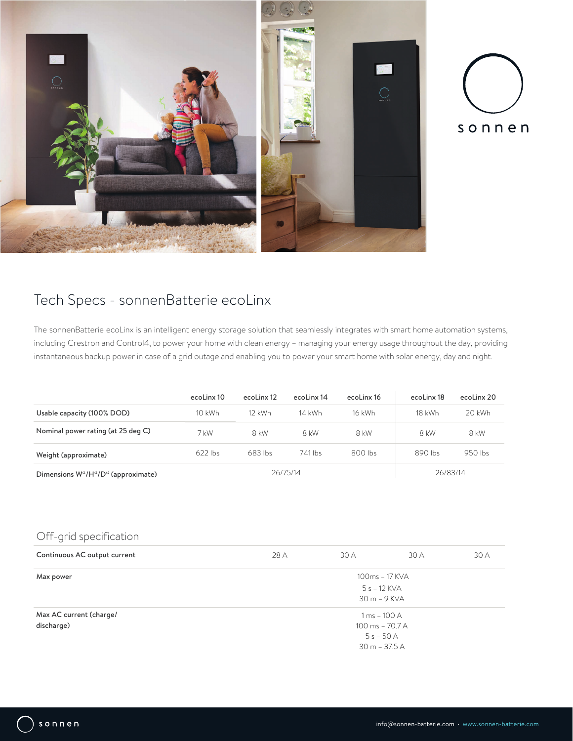# Tech Specs - sonnenBatterie ecoLinx

The sonnenBatterie ecoLinx is an intelligent energy storage solution that seamlessly integrates with smart home automation systems, including Crestron and Control4, to power your home with clean energy – managing your energy usage throughout the day, providing instantaneous backup power in case of a grid outage and enabling you to power your smart home with solar energy, day and night.

| | ecoLinx 10 | ecoLinx 12 | ecoLinx 14 | ecoLinx 16 | ecoLinx 18 | ecoLinx 20 |
|---|---|---|---|---|---|---|
| **Usable capacity (100% DOD)** | 10 kWh | 12 kWh | 14 kWh | 16 kWh | 18 kWh | 20 kWh |
| **Nominal power rating (at 25 deg C)** | 7 kW | 8 kW | 8 kW | 8 kW | 8 kW | 8 kW |
| **Weight (approximate)** | 622 lbs | 683 lbs | 741 lbs | 800 lbs | 890 lbs | 950 lbs |
| **Dimensions W"/H"/D" (approximate)** | 26/75/14 | | | | 26/83/14 | |

## Off-grid specification

| | | | | |
|---|---|---|---|---|
| **Continuous AC output current** | 28 A | 30 A | 30 A | 30 A |
| **Max power** | 100ms – 17 KVA<br>5 s – 12 KVA<br>30 m – 9 KVA | | | |
| **Max AC current (charge/ discharge)** | 1 ms – 100 A<br>100 ms – 70.7 A<br>5 s – 50 A<br>30 m – 37.5 A | | | |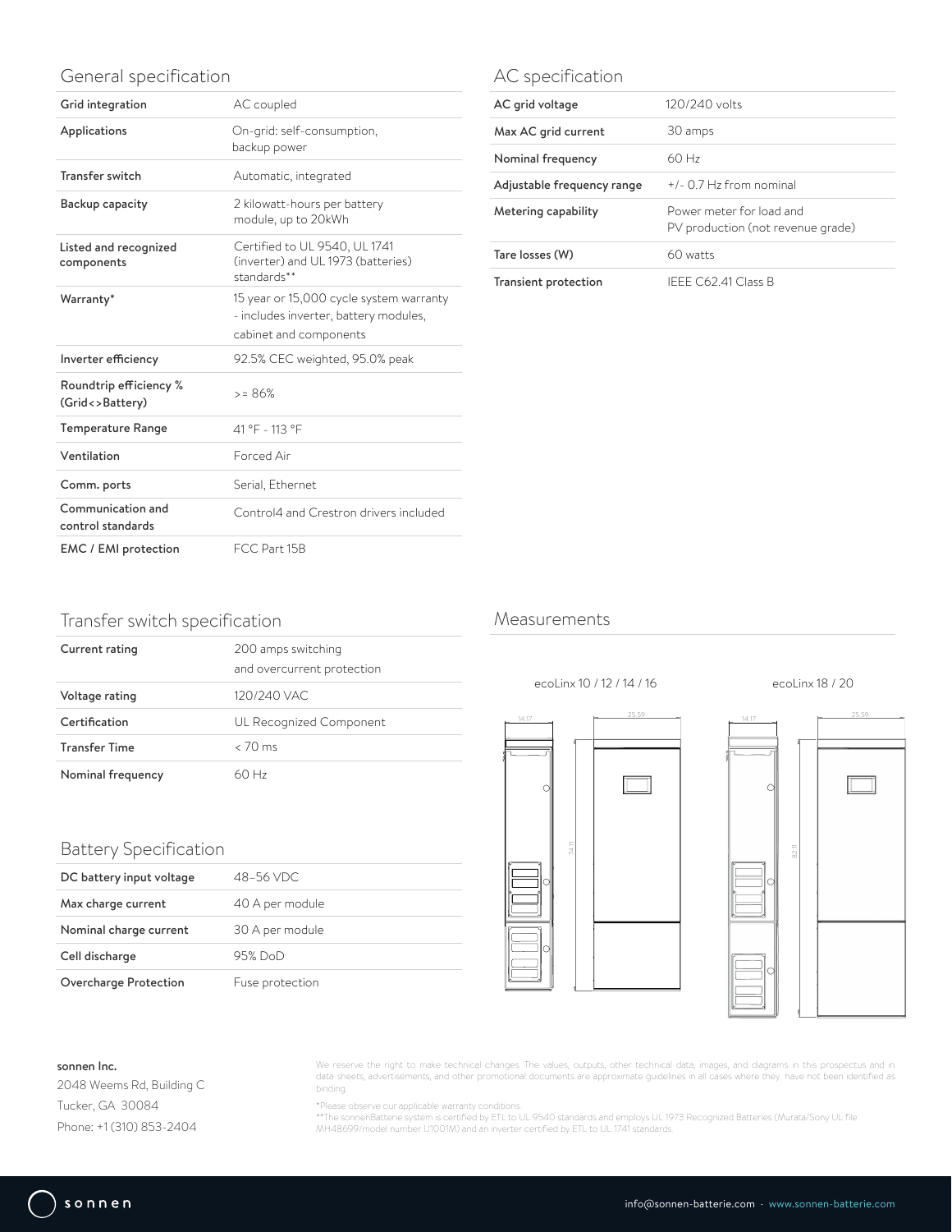## General specification

| | |
|---|---|
| Grid integration | AC coupled |
| Applications | On-grid: self-consumption, backup power |
| Transfer switch | Automatic, integrated |
| Backup capacity | 2 kilowatt-hours per battery module, up to 20kWh |
| Listed and recognized components | Certified to UL 9540, UL 1741 (inverter) and UL 1973 (batteries) standards** |
| Warranty* | 15 year or 15,000 cycle system warranty - includes inverter, battery modules, cabinet and components |
| Inverter efficiency | 92.5% CEC weighted, 95.0% peak |
| Roundtrip efficiency % (Grid<>Battery) | >= 86% |
| Temperature Range | 41 °F - 113 °F |
| Ventilation | Forced Air |
| Comm. ports | Serial, Ethernet |
| Communication and control standards | Control4 and Crestron drivers included |
| EMC / EMI protection | FCC Part 15B |

## AC specification

| | |
|---|---|
| AC grid voltage | 120/240 volts |
| Max AC grid current | 30 amps |
| Nominal frequency | 60 Hz |
| Adjustable frequency range | +/- 0.7 Hz from nominal |
| Metering capability | Power meter for load and PV production (not revenue grade) |
| Tare losses (W) | 60 watts |
| Transient protection | IEEE C62.41 Class B |

## Transfer switch specification

| | |
|---|---|
| Current rating | 200 amps switching and overcurrent protection |
| Voltage rating | 120/240 VAC |
| Certification | UL Recognized Component |
| Transfer Time | < 70 ms |
| Nominal frequency | 60 Hz |

## Battery Specification

| | |
|---|---|
| DC battery input voltage | 48–56 VDC |
| Max charge current | 40 A per module |
| Nominal charge current | 30 A per module |
| Cell discharge | 95% DoD |
| Overcharge Protection | Fuse protection |

## Measurements

ecoLinx 10 / 12 / 14 / 16

14.17

25.59

74.11

ecoLinx 18 / 20

14.17

25.59

82.11

**sonnen Inc.**

2048 Weems Rd, Building C

Tucker, GA 30084

Phone: +1 (310) 853-2404

We reserve the right to make technical changes. The values, outputs, other technical data, images, and diagrams in this prospectus and in data sheets, advertisements, and other promotional documents are approximate guidelines in all cases where they have not been identified as binding.

*Please observe our applicable warranty conditions.

**The sonnenBatterie system is certified by ETL to UL 9540 standards and employs UL 1973 Recognized Batteries (Murata/Sony UL file MH48699/model number IJ1001M) and an inverter certified by ETL to UL 1741 standards.

sonnen

info@sonnen-batterie.com · www.sonnen-batterie.com